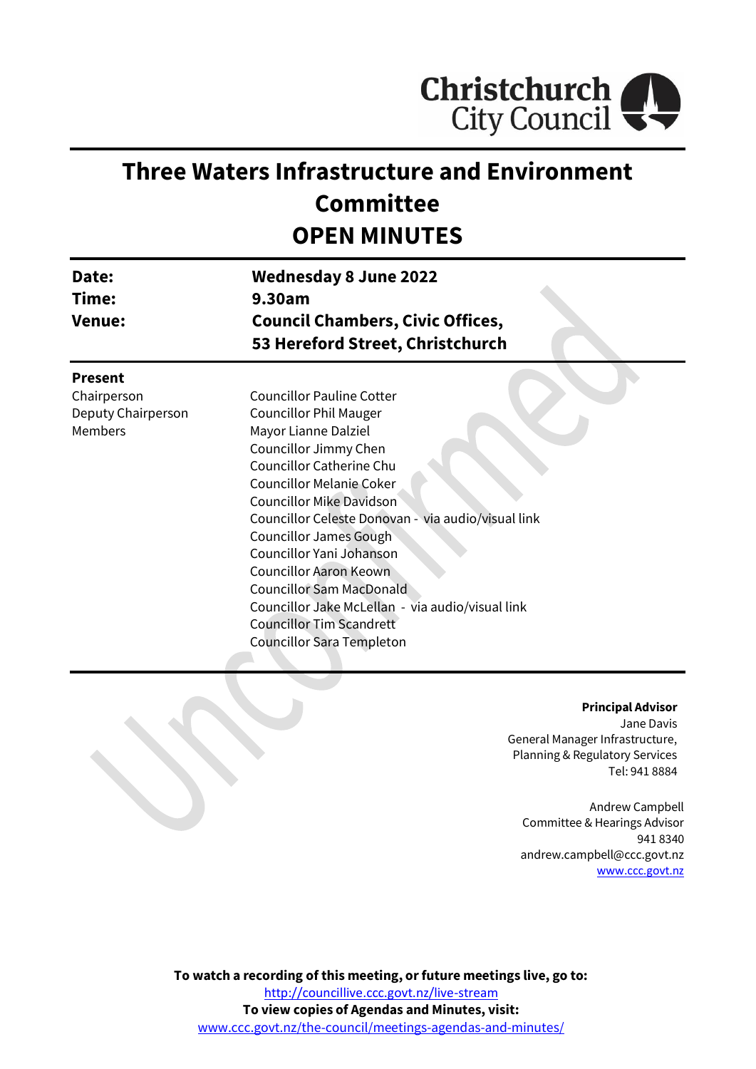Christchurch City Council

# Three Waters Infrastructure and Environment Committee

# OPEN MINUTES

| | |
|---|---|
| **Date:** | **Wednesday 8 June 2022** |
| **Time:** | **9.30am** |
| **Venue:** | **Council Chambers, Civic Offices, 53 Hereford Street, Christchurch** |

**Present**

| | |
|---|---|
| Chairperson | Councillor Pauline Cotter |
| Deputy Chairperson | Councillor Phil Mauger |
| Members | Mayor Lianne Dalziel |
| | Councillor Jimmy Chen |
| | Councillor Catherine Chu |
| | Councillor Melanie Coker |
| | Councillor Mike Davidson |
| | Councillor Celeste Donovan - via audio/visual link |
| | Councillor James Gough |
| | Councillor Yani Johanson |
| | Councillor Aaron Keown |
| | Councillor Sam MacDonald |
| | Councillor Jake McLellan - via audio/visual link |
| | Councillor Tim Scandrett |
| | Councillor Sara Templeton |

**Principal Advisor**
Jane Davis
General Manager Infrastructure, Planning & Regulatory Services
Tel: 941 8884

Andrew Campbell
Committee & Hearings Advisor
941 8340
andrew.campbell@ccc.govt.nz
www.ccc.govt.nz

**To watch a recording of this meeting, or future meetings live, go to:**
http://councillive.ccc.govt.nz/live-stream
**To view copies of Agendas and Minutes, visit:**
www.ccc.govt.nz/the-council/meetings-agendas-and-minutes/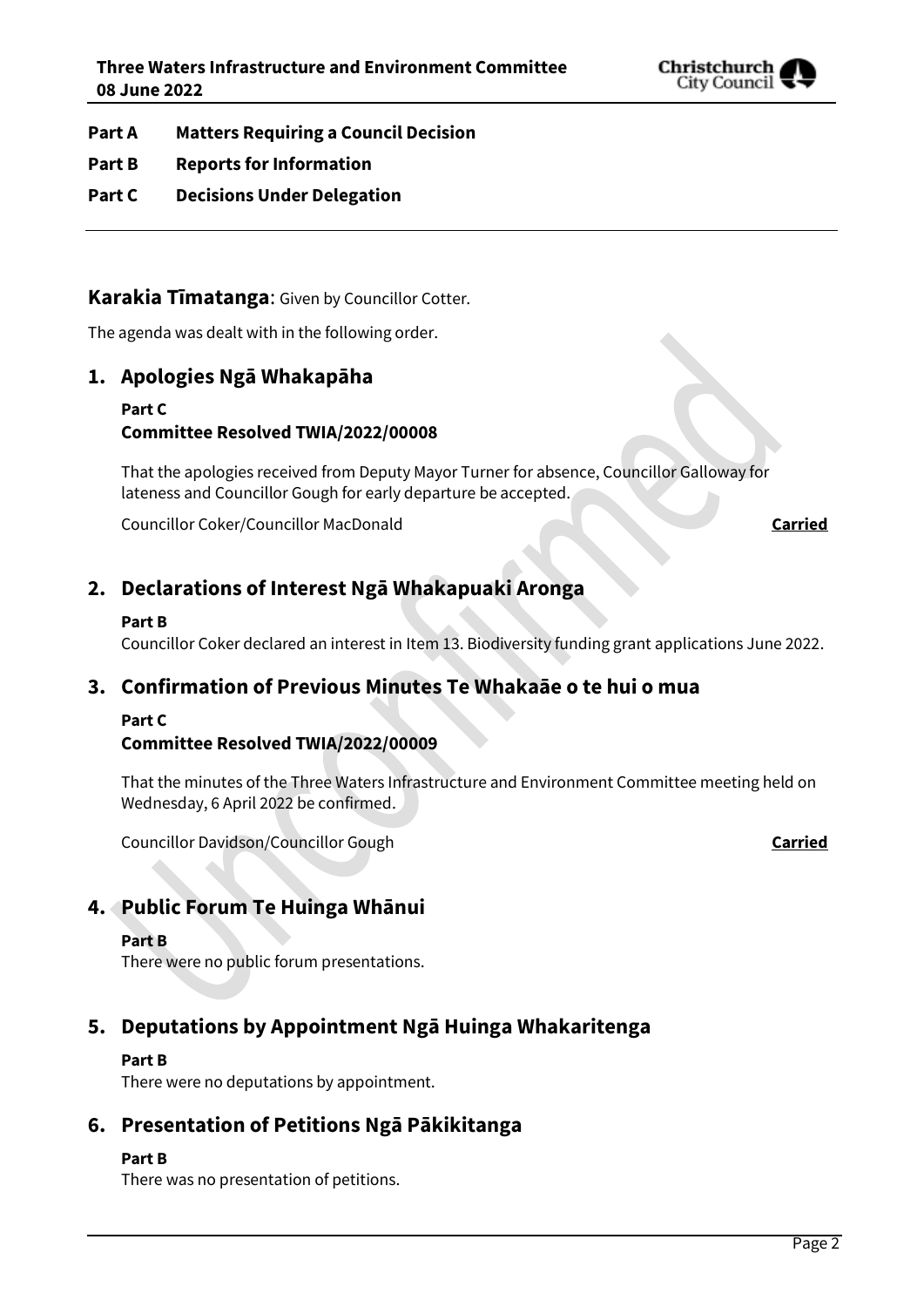**Part A Matters Requiring a Council Decision**

**Part B Reports for Information**

**Part C Decisions Under Delegation**

---

## Karakia Tīmatanga: Given by Councillor Cotter.

The agenda was dealt with in the following order.

## 1. Apologies Ngā Whakapāha

**Part C**
**Committee Resolved TWIA/2022/00008**

That the apologies received from Deputy Mayor Turner for absence, Councillor Galloway for lateness and Councillor Gough for early departure be accepted.

Councillor Coker/Councillor MacDonald **Carried**

## 2. Declarations of Interest Ngā Whakapuaki Aronga

**Part B**
Councillor Coker declared an interest in Item 13. Biodiversity funding grant applications June 2022.

## 3. Confirmation of Previous Minutes Te Whakaāe o te hui o mua

**Part C**
**Committee Resolved TWIA/2022/00009**

That the minutes of the Three Waters Infrastructure and Environment Committee meeting held on Wednesday, 6 April 2022 be confirmed.

Councillor Davidson/Councillor Gough **Carried**

## 4. Public Forum Te Huinga Whānui

**Part B**
There were no public forum presentations.

## 5. Deputations by Appointment Ngā Huinga Whakaritenga

**Part B**
There were no deputations by appointment.

## 6. Presentation of Petitions Ngā Pākikitanga

**Part B**
There was no presentation of petitions.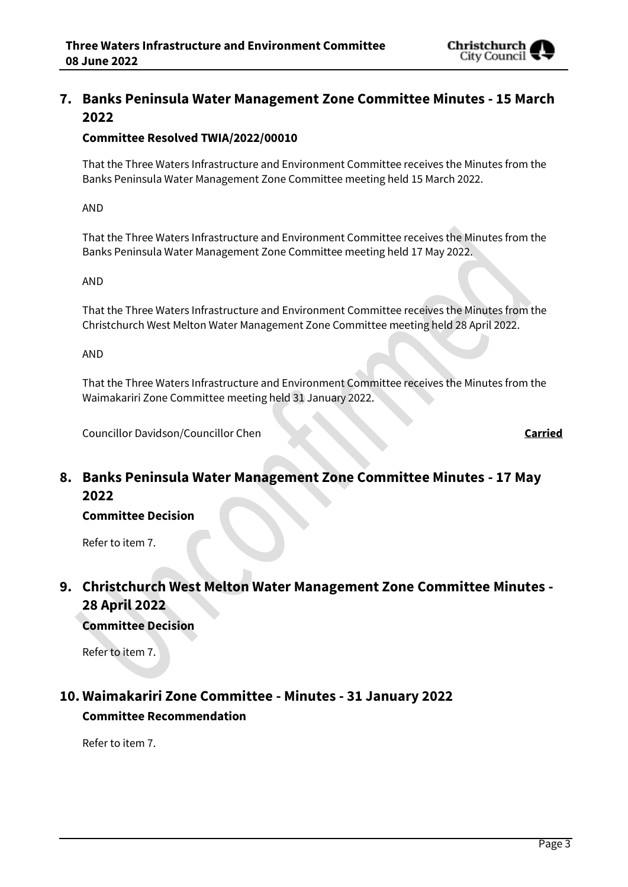## 7. Banks Peninsula Water Management Zone Committee Minutes - 15 March 2022

### Committee Resolved TWIA/2022/00010

That the Three Waters Infrastructure and Environment Committee receives the Minutes from the Banks Peninsula Water Management Zone Committee meeting held 15 March 2022.

AND

That the Three Waters Infrastructure and Environment Committee receives the Minutes from the Banks Peninsula Water Management Zone Committee meeting held 17 May 2022.

AND

That the Three Waters Infrastructure and Environment Committee receives the Minutes from the Christchurch West Melton Water Management Zone Committee meeting held 28 April 2022.

AND

That the Three Waters Infrastructure and Environment Committee receives the Minutes from the Waimakariri Zone Committee meeting held 31 January 2022.

Councillor Davidson/Councillor Chen **Carried**

## 8. Banks Peninsula Water Management Zone Committee Minutes - 17 May 2022

### Committee Decision

Refer to item 7.

## 9. Christchurch West Melton Water Management Zone Committee Minutes - 28 April 2022

### Committee Decision

Refer to item 7.

## 10. Waimakariri Zone Committee - Minutes - 31 January 2022

### Committee Recommendation

Refer to item 7.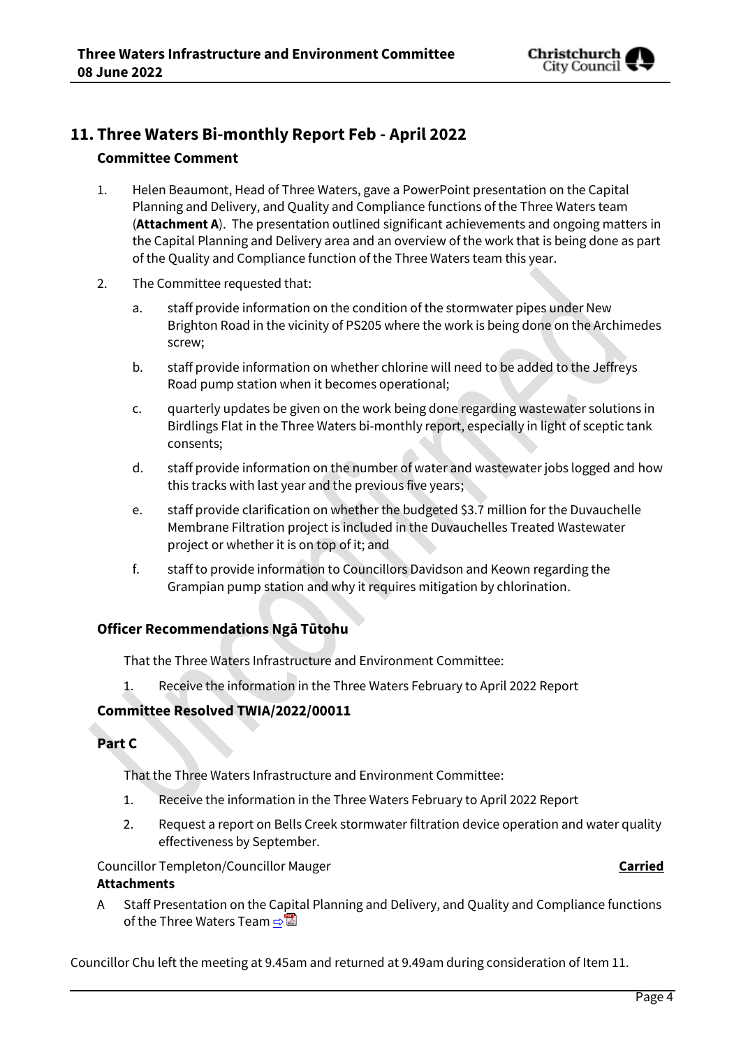## 11. Three Waters Bi-monthly Report Feb - April 2022

### Committee Comment

1. Helen Beaumont, Head of Three Waters, gave a PowerPoint presentation on the Capital Planning and Delivery, and Quality and Compliance functions of the Three Waters team (**Attachment A**). The presentation outlined significant achievements and ongoing matters in the Capital Planning and Delivery area and an overview of the work that is being done as part of the Quality and Compliance function of the Three Waters team this year.

2. The Committee requested that:

   a. staff provide information on the condition of the stormwater pipes under New Brighton Road in the vicinity of PS205 where the work is being done on the Archimedes screw;

   b. staff provide information on whether chlorine will need to be added to the Jeffreys Road pump station when it becomes operational;

   c. quarterly updates be given on the work being done regarding wastewater solutions in Birdlings Flat in the Three Waters bi-monthly report, especially in light of sceptic tank consents;

   d. staff provide information on the number of water and wastewater jobs logged and how this tracks with last year and the previous five years;

   e. staff provide clarification on whether the budgeted $3.7 million for the Duvauchelle Membrane Filtration project is included in the Duvauchelles Treated Wastewater project or whether it is on top of it; and

   f. staff to provide information to Councillors Davidson and Keown regarding the Grampian pump station and why it requires mitigation by chlorination.

### Officer Recommendations Ngā Tūtohu

That the Three Waters Infrastructure and Environment Committee:

1. Receive the information in the Three Waters February to April 2022 Report

### Committee Resolved TWIA/2022/00011

### Part C

That the Three Waters Infrastructure and Environment Committee:

1. Receive the information in the Three Waters February to April 2022 Report

2. Request a report on Bells Creek stormwater filtration device operation and water quality effectiveness by September.

Councillor Templeton/Councillor Mauger **Carried**

**Attachments**

A Staff Presentation on the Capital Planning and Delivery, and Quality and Compliance functions of the Three Waters Team

Councillor Chu left the meeting at 9.45am and returned at 9.49am during consideration of Item 11.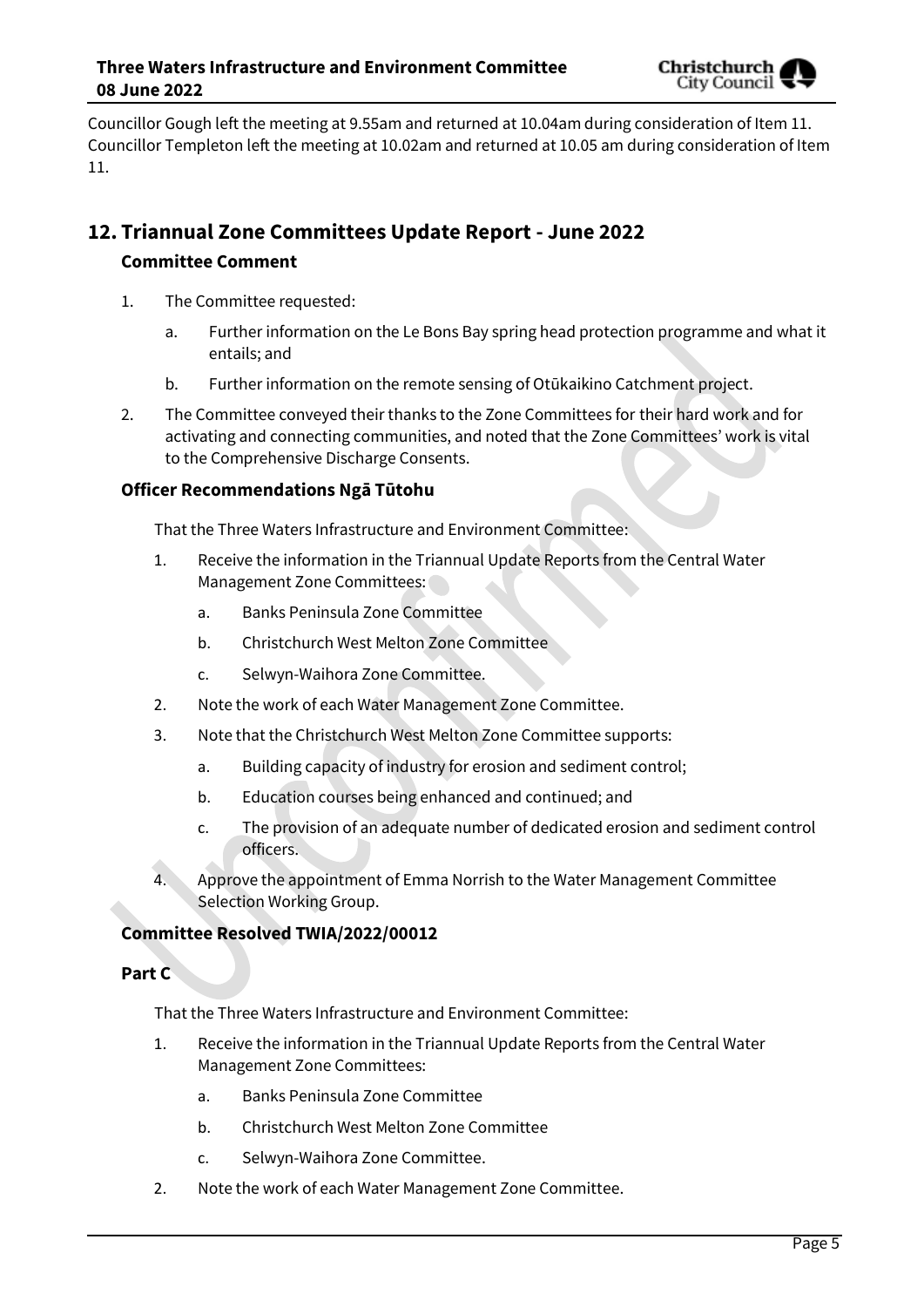Councillor Gough left the meeting at 9.55am and returned at 10.04am during consideration of Item 11. Councillor Templeton left the meeting at 10.02am and returned at 10.05 am during consideration of Item 11.

## 12. Triannual Zone Committees Update Report - June 2022

### Committee Comment

1. The Committee requested:
   a. Further information on the Le Bons Bay spring head protection programme and what it entails; and
   b. Further information on the remote sensing of Otūkaikino Catchment project.
2. The Committee conveyed their thanks to the Zone Committees for their hard work and for activating and connecting communities, and noted that the Zone Committees' work is vital to the Comprehensive Discharge Consents.

### Officer Recommendations Ngā Tūtohu

That the Three Waters Infrastructure and Environment Committee:

1. Receive the information in the Triannual Update Reports from the Central Water Management Zone Committees:
   a. Banks Peninsula Zone Committee
   b. Christchurch West Melton Zone Committee
   c. Selwyn-Waihora Zone Committee.
2. Note the work of each Water Management Zone Committee.
3. Note that the Christchurch West Melton Zone Committee supports:
   a. Building capacity of industry for erosion and sediment control;
   b. Education courses being enhanced and continued; and
   c. The provision of an adequate number of dedicated erosion and sediment control officers.
4. Approve the appointment of Emma Norrish to the Water Management Committee Selection Working Group.

### Committee Resolved TWIA/2022/00012

### Part C

That the Three Waters Infrastructure and Environment Committee:

1. Receive the information in the Triannual Update Reports from the Central Water Management Zone Committees:
   a. Banks Peninsula Zone Committee
   b. Christchurch West Melton Zone Committee
   c. Selwyn-Waihora Zone Committee.
2. Note the work of each Water Management Zone Committee.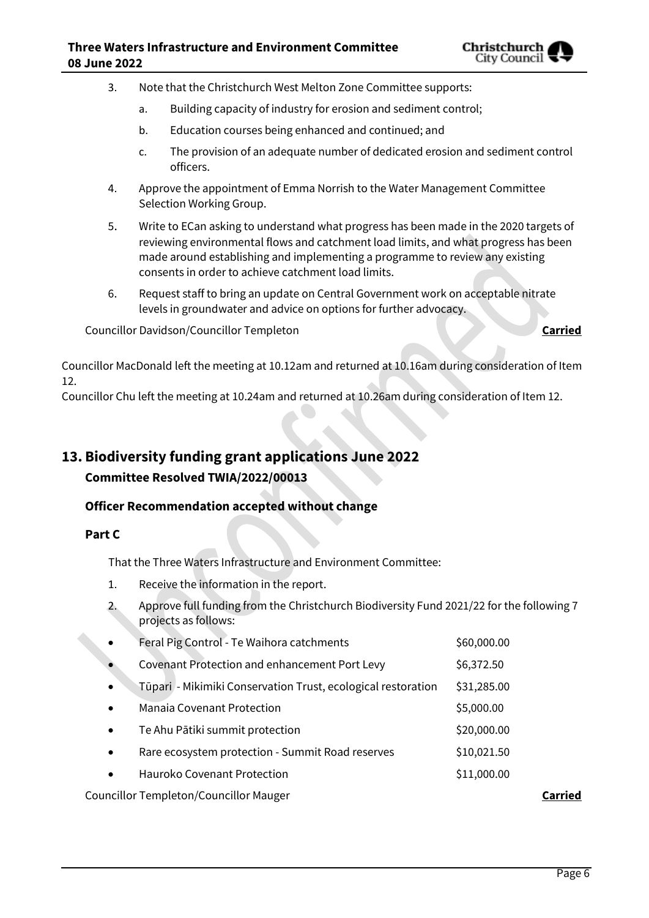3. Note that the Christchurch West Melton Zone Committee supports:
    a. Building capacity of industry for erosion and sediment control;
    b. Education courses being enhanced and continued; and
    c. The provision of an adequate number of dedicated erosion and sediment control officers.
4. Approve the appointment of Emma Norrish to the Water Management Committee Selection Working Group.
5. Write to ECan asking to understand what progress has been made in the 2020 targets of reviewing environmental flows and catchment load limits, and what progress has been made around establishing and implementing a programme to review any existing consents in order to achieve catchment load limits.
6. Request staff to bring an update on Central Government work on acceptable nitrate levels in groundwater and advice on options for further advocacy.

Councillor Davidson/Councillor Templeton **Carried**

Councillor MacDonald left the meeting at 10.12am and returned at 10.16am during consideration of Item 12.

Councillor Chu left the meeting at 10.24am and returned at 10.26am during consideration of Item 12.

## 13. Biodiversity funding grant applications June 2022

### Committee Resolved TWIA/2022/00013

### Officer Recommendation accepted without change

### Part C

That the Three Waters Infrastructure and Environment Committee:

1. Receive the information in the report.
2. Approve full funding from the Christchurch Biodiversity Fund 2021/22 for the following 7 projects as follows:

| | |
|---|---|
| Feral Pig Control - Te Waihora catchments | $60,000.00 |
| Covenant Protection and enhancement Port Levy | $6,372.50 |
| Tūpari - Mikimiki Conservation Trust, ecological restoration | $31,285.00 |
| Manaia Covenant Protection | $5,000.00 |
| Te Ahu Pātiki summit protection | $20,000.00 |
| Rare ecosystem protection - Summit Road reserves | $10,021.50 |
| Hauroko Covenant Protection | $11,000.00 |

Councillor Templeton/Councillor Mauger **Carried**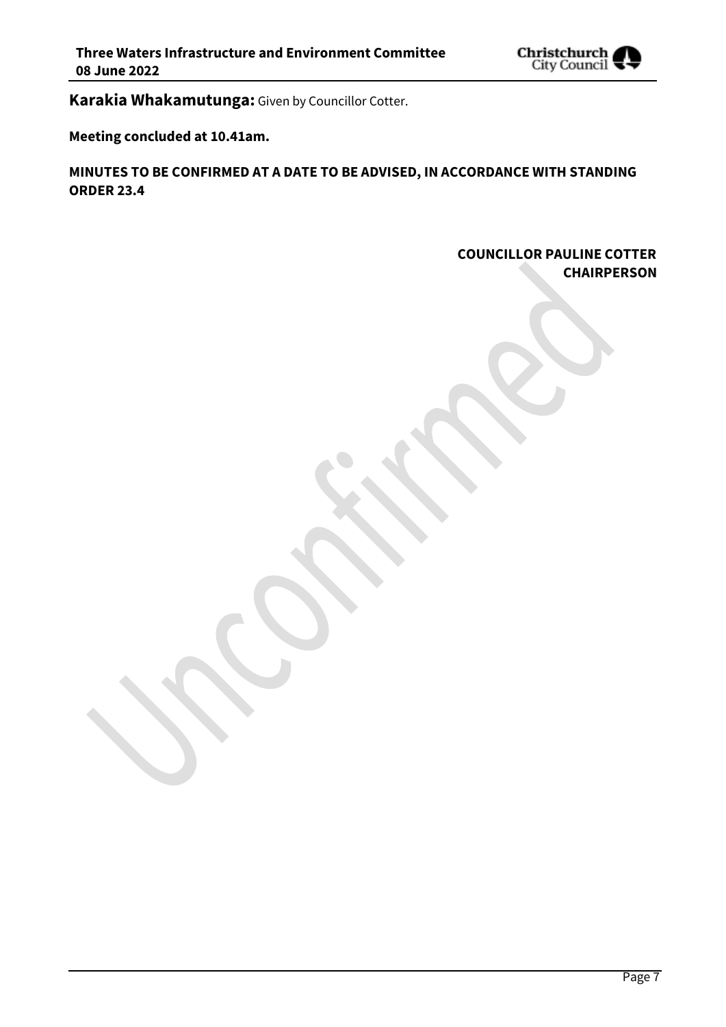**Karakia Whakamutunga:** Given by Councillor Cotter.

**Meeting concluded at 10.41am.**

**MINUTES TO BE CONFIRMED AT A DATE TO BE ADVISED, IN ACCORDANCE WITH STANDING ORDER 23.4**

**COUNCILLOR PAULINE COTTER**
**CHAIRPERSON**

Unconfirmed